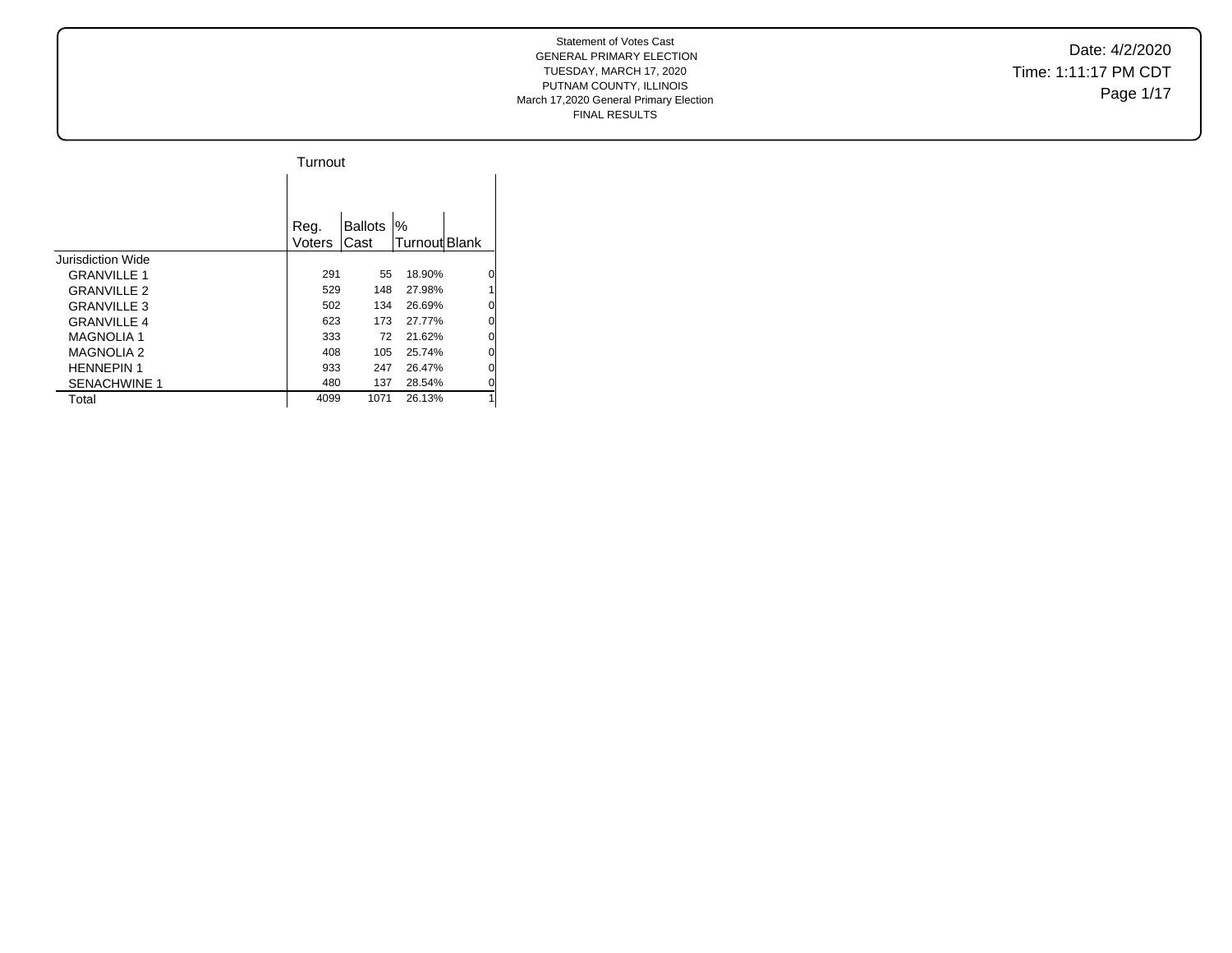Statement of Votes Cast
GENERAL PRIMARY ELECTION
TUESDAY, MARCH 17, 2020
PUTNAM COUNTY, ILLINOIS
March 17,2020 General Primary Election
FINAL RESULTS

Date: 4/2/2020
Time: 1:11:17 PM CDT

## Turnout

| | Reg. Voters | Ballots Cast | % Turnout | Blank |
|---|---|---|---|---|
| Jurisdiction Wide | | | | |
| GRANVILLE 1 | 291 | 55 | 18.90% | 0 |
| GRANVILLE 2 | 529 | 148 | 27.98% | 1 |
| GRANVILLE 3 | 502 | 134 | 26.69% | 0 |
| GRANVILLE 4 | 623 | 173 | 27.77% | 0 |
| MAGNOLIA 1 | 333 | 72 | 21.62% | 0 |
| MAGNOLIA 2 | 408 | 105 | 25.74% | 0 |
| HENNEPIN 1 | 933 | 247 | 26.47% | 0 |
| SENACHWINE 1 | 480 | 137 | 28.54% | 0 |
| Total | 4099 | 1071 | 26.13% | 1 |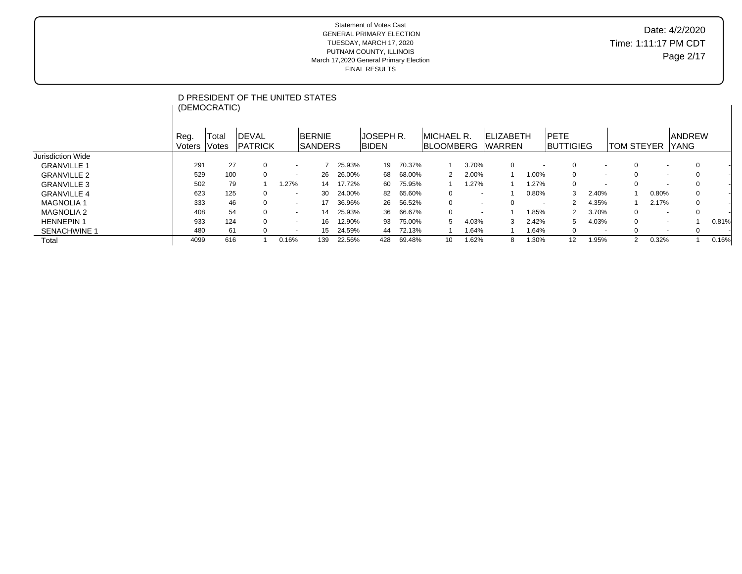Statement of Votes Cast
GENERAL PRIMARY ELECTION
TUESDAY, MARCH 17, 2020
PUTNAM COUNTY, ILLINOIS
March 17,2020 General Primary Election
FINAL RESULTS

Date: 4/2/2020
Time: 1:11:17 PM CDT

## D PRESIDENT OF THE UNITED STATES (DEMOCRATIC)

| | Reg. Voters | Total Votes | DEVAL PATRICK | | BERNIE SANDERS | | JOSEPH R. BIDEN | | MICHAEL R. BLOOMBERG | | ELIZABETH WARREN | | PETE BUTTIGIEG | | TOM STEYER | | ANDREW YANG | |
|---|---|---|---|---|---|---|---|---|---|---|---|---|---|---|---|---|---|---|
| Jurisdiction Wide | | | | | | | | | | | | | | | | | | |
| GRANVILLE 1 | 291 | 27 | 0 | - | 7 | 25.93% | 19 | 70.37% | 1 | 3.70% | 0 | - | 0 | - | 0 | - | 0 | - |
| GRANVILLE 2 | 529 | 100 | 0 | - | 26 | 26.00% | 68 | 68.00% | 2 | 2.00% | 1 | 1.00% | 0 | - | 0 | - | 0 | - |
| GRANVILLE 3 | 502 | 79 | 1 | 1.27% | 14 | 17.72% | 60 | 75.95% | 1 | 1.27% | 1 | 1.27% | 0 | - | 0 | - | 0 | - |
| GRANVILLE 4 | 623 | 125 | 0 | - | 30 | 24.00% | 82 | 65.60% | 0 | - | 1 | 0.80% | 3 | 2.40% | 1 | 0.80% | 0 | - |
| MAGNOLIA 1 | 333 | 46 | 0 | - | 17 | 36.96% | 26 | 56.52% | 0 | - | 0 | - | 2 | 4.35% | 1 | 2.17% | 0 | - |
| MAGNOLIA 2 | 408 | 54 | 0 | - | 14 | 25.93% | 36 | 66.67% | 0 | - | 1 | 1.85% | 2 | 3.70% | 0 | - | 0 | - |
| HENNEPIN 1 | 933 | 124 | 0 | - | 16 | 12.90% | 93 | 75.00% | 5 | 4.03% | 3 | 2.42% | 5 | 4.03% | 0 | - | 1 | 0.81% |
| SENACHWINE 1 | 480 | 61 | 0 | - | 15 | 24.59% | 44 | 72.13% | 1 | 1.64% | 1 | 1.64% | 0 | - | 0 | - | 0 | - |
| Total | 4099 | 616 | 1 | 0.16% | 139 | 22.56% | 428 | 69.48% | 10 | 1.62% | 8 | 1.30% | 12 | 1.95% | 2 | 0.32% | 1 | 0.16% |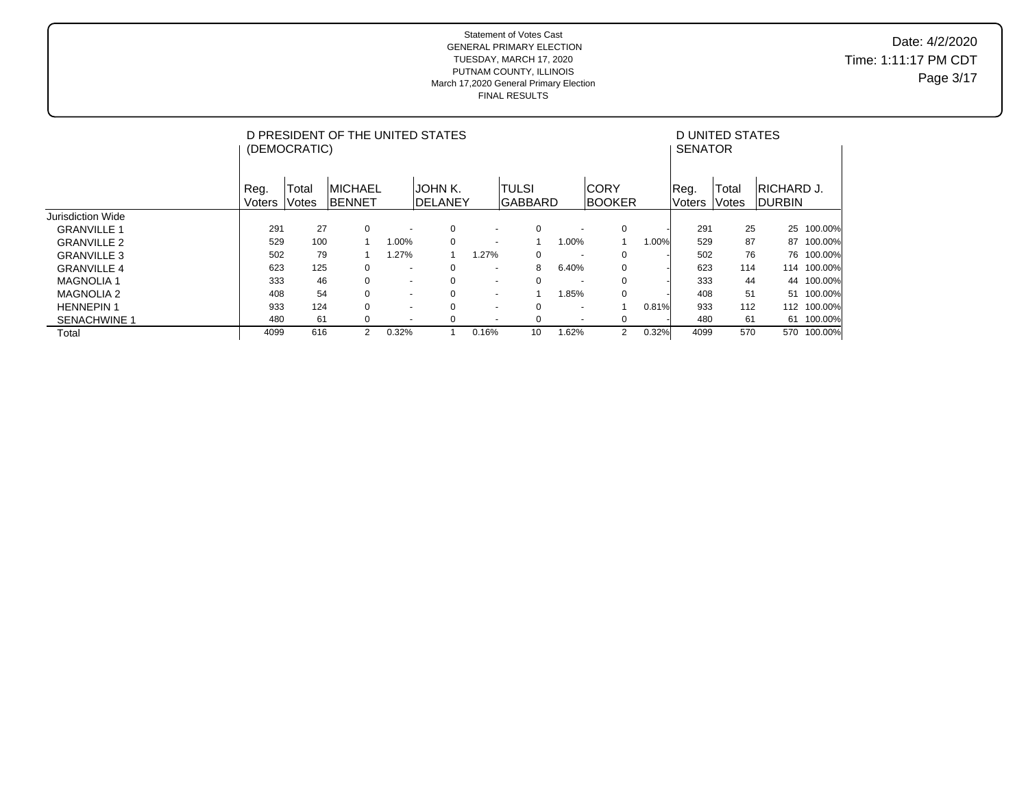Statement of Votes Cast
GENERAL PRIMARY ELECTION
TUESDAY, MARCH 17, 2020
PUTNAM COUNTY, ILLINOIS
March 17,2020 General Primary Election
FINAL RESULTS

Date: 4/2/2020
Time: 1:11:17 PM CDT

| | D PRESIDENT OF THE UNITED STATES (DEMOCRATIC) | | | | | | | | | | D UNITED STATES SENATOR | | | |
|---|---|---|---|---|---|---|---|---|---|---|---|---|---|---|
| | Reg. Voters | Total Votes | MICHAEL BENNET | | JOHN K. DELANEY | | TULSI GABBARD | | CORY BOOKER | | Reg. Voters | Total Votes | RICHARD J. DURBIN | |
| Jurisdiction Wide | | | | | | | | | | | | | | |
| GRANVILLE 1 | 291 | 27 | 0 | - | 0 | - | 0 | - | 0 | - | 291 | 25 | 25 | 100.00% |
| GRANVILLE 2 | 529 | 100 | 1 | 1.00% | 0 | - | 1 | 1.00% | 1 | 1.00% | 529 | 87 | 87 | 100.00% |
| GRANVILLE 3 | 502 | 79 | 1 | 1.27% | 1 | 1.27% | 0 | - | 0 | - | 502 | 76 | 76 | 100.00% |
| GRANVILLE 4 | 623 | 125 | 0 | - | 0 | - | 8 | 6.40% | 0 | - | 623 | 114 | 114 | 100.00% |
| MAGNOLIA 1 | 333 | 46 | 0 | - | 0 | - | 0 | - | 0 | - | 333 | 44 | 44 | 100.00% |
| MAGNOLIA 2 | 408 | 54 | 0 | - | 0 | - | 1 | 1.85% | 0 | - | 408 | 51 | 51 | 100.00% |
| HENNEPIN 1 | 933 | 124 | 0 | - | 0 | - | 0 | - | 1 | 0.81% | 933 | 112 | 112 | 100.00% |
| SENACHWINE 1 | 480 | 61 | 0 | - | 0 | - | 0 | - | 0 | - | 480 | 61 | 61 | 100.00% |
| Total | 4099 | 616 | 2 | 0.32% | 1 | 0.16% | 10 | 1.62% | 2 | 0.32% | 4099 | 570 | 570 | 100.00% |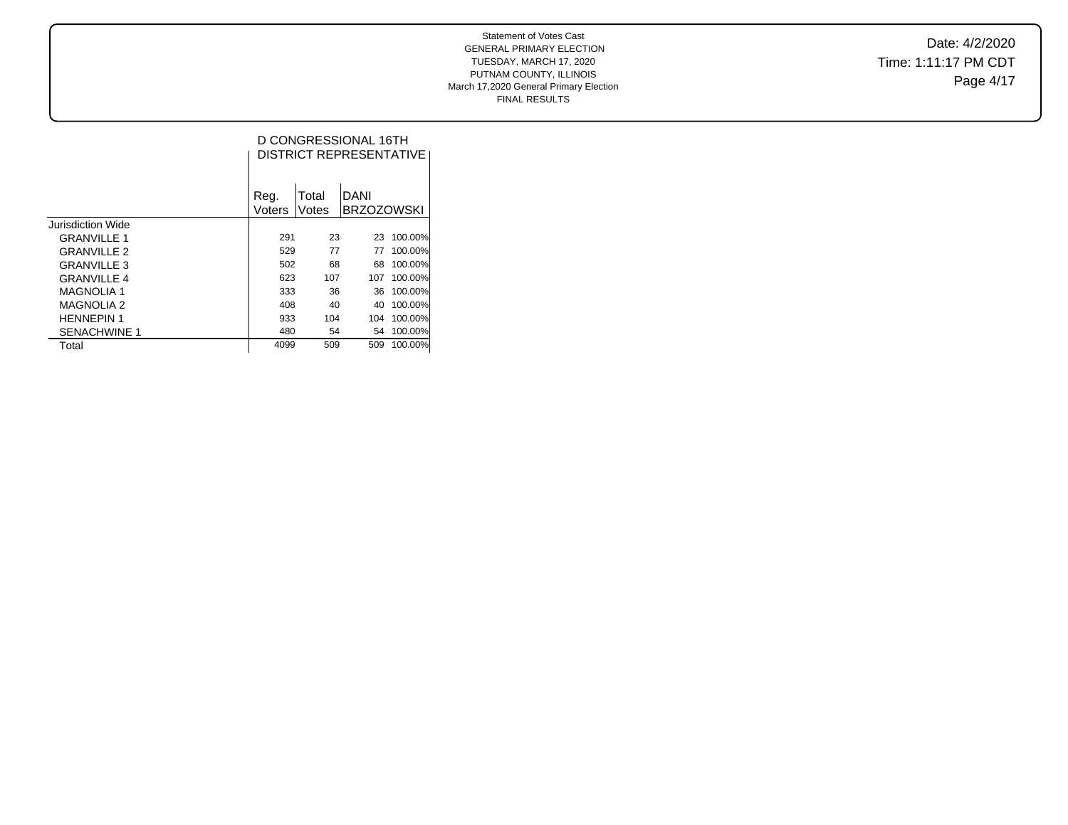Statement of Votes Cast
GENERAL PRIMARY ELECTION
TUESDAY, MARCH 17, 2020
PUTNAM COUNTY, ILLINOIS
March 17,2020 General Primary Election
FINAL RESULTS

Date: 4/2/2020
Time: 1:11:17 PM CDT

## D CONGRESSIONAL 16TH DISTRICT REPRESENTATIVE

| | Reg. Voters | Total Votes | DANI BRZOZOWSKI | |
|---|---|---|---|---|
| Jurisdiction Wide | | | | |
| GRANVILLE 1 | 291 | 23 | 23 | 100.00% |
| GRANVILLE 2 | 529 | 77 | 77 | 100.00% |
| GRANVILLE 3 | 502 | 68 | 68 | 100.00% |
| GRANVILLE 4 | 623 | 107 | 107 | 100.00% |
| MAGNOLIA 1 | 333 | 36 | 36 | 100.00% |
| MAGNOLIA 2 | 408 | 40 | 40 | 100.00% |
| HENNEPIN 1 | 933 | 104 | 104 | 100.00% |
| SENACHWINE 1 | 480 | 54 | 54 | 100.00% |
| Total | 4099 | 509 | 509 | 100.00% |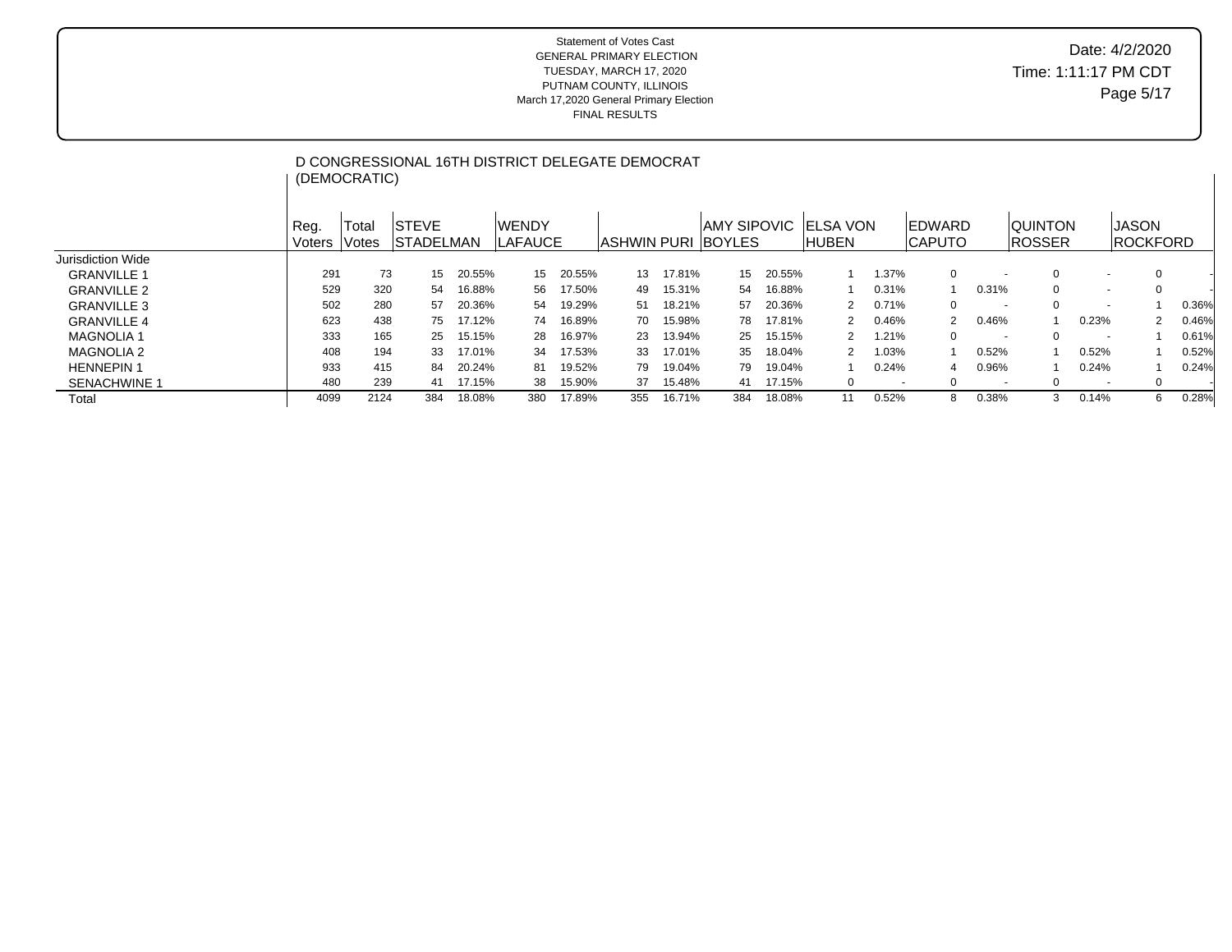Statement of Votes Cast
GENERAL PRIMARY ELECTION
TUESDAY, MARCH 17, 2020
PUTNAM COUNTY, ILLINOIS
March 17,2020 General Primary Election
FINAL RESULTS

Date: 4/2/2020
Time: 1:11:17 PM CDT

## D CONGRESSIONAL 16TH DISTRICT DELEGATE DEMOCRAT (DEMOCRATIC)

| | Reg. Voters | Total Votes | STEVE STADELMAN | | WENDY LAFAUCE | | ASHWIN PURI | | AMY SIPOVIC BOYLES | | ELSA VON HUBEN | | EDWARD CAPUTO | | QUINTON ROSSER | | JASON ROCKFORD | |
|---|---|---|---|---|---|---|---|---|---|---|---|---|---|---|---|---|---|---|
| Jurisdiction Wide | | | | | | | | | | | | | | | | | | |
| GRANVILLE 1 | 291 | 73 | 15 | 20.55% | 15 | 20.55% | 13 | 17.81% | 15 | 20.55% | 1 | 1.37% | 0 | - | 0 | - | 0 | - |
| GRANVILLE 2 | 529 | 320 | 54 | 16.88% | 56 | 17.50% | 49 | 15.31% | 54 | 16.88% | 1 | 0.31% | 1 | 0.31% | 0 | - | 0 | - |
| GRANVILLE 3 | 502 | 280 | 57 | 20.36% | 54 | 19.29% | 51 | 18.21% | 57 | 20.36% | 2 | 0.71% | 0 | - | 0 | - | 1 | 0.36% |
| GRANVILLE 4 | 623 | 438 | 75 | 17.12% | 74 | 16.89% | 70 | 15.98% | 78 | 17.81% | 2 | 0.46% | 2 | 0.46% | 1 | 0.23% | 2 | 0.46% |
| MAGNOLIA 1 | 333 | 165 | 25 | 15.15% | 28 | 16.97% | 23 | 13.94% | 25 | 15.15% | 2 | 1.21% | 0 | - | 0 | - | 1 | 0.61% |
| MAGNOLIA 2 | 408 | 194 | 33 | 17.01% | 34 | 17.53% | 33 | 17.01% | 35 | 18.04% | 2 | 1.03% | 1 | 0.52% | 1 | 0.52% | 1 | 0.52% |
| HENNEPIN 1 | 933 | 415 | 84 | 20.24% | 81 | 19.52% | 79 | 19.04% | 79 | 19.04% | 1 | 0.24% | 4 | 0.96% | 1 | 0.24% | 1 | 0.24% |
| SENACHWINE 1 | 480 | 239 | 41 | 17.15% | 38 | 15.90% | 37 | 15.48% | 41 | 17.15% | 0 | - | 0 | - | 0 | - | 0 | - |
| Total | 4099 | 2124 | 384 | 18.08% | 380 | 17.89% | 355 | 16.71% | 384 | 18.08% | 11 | 0.52% | 8 | 0.38% | 3 | 0.14% | 6 | 0.28% |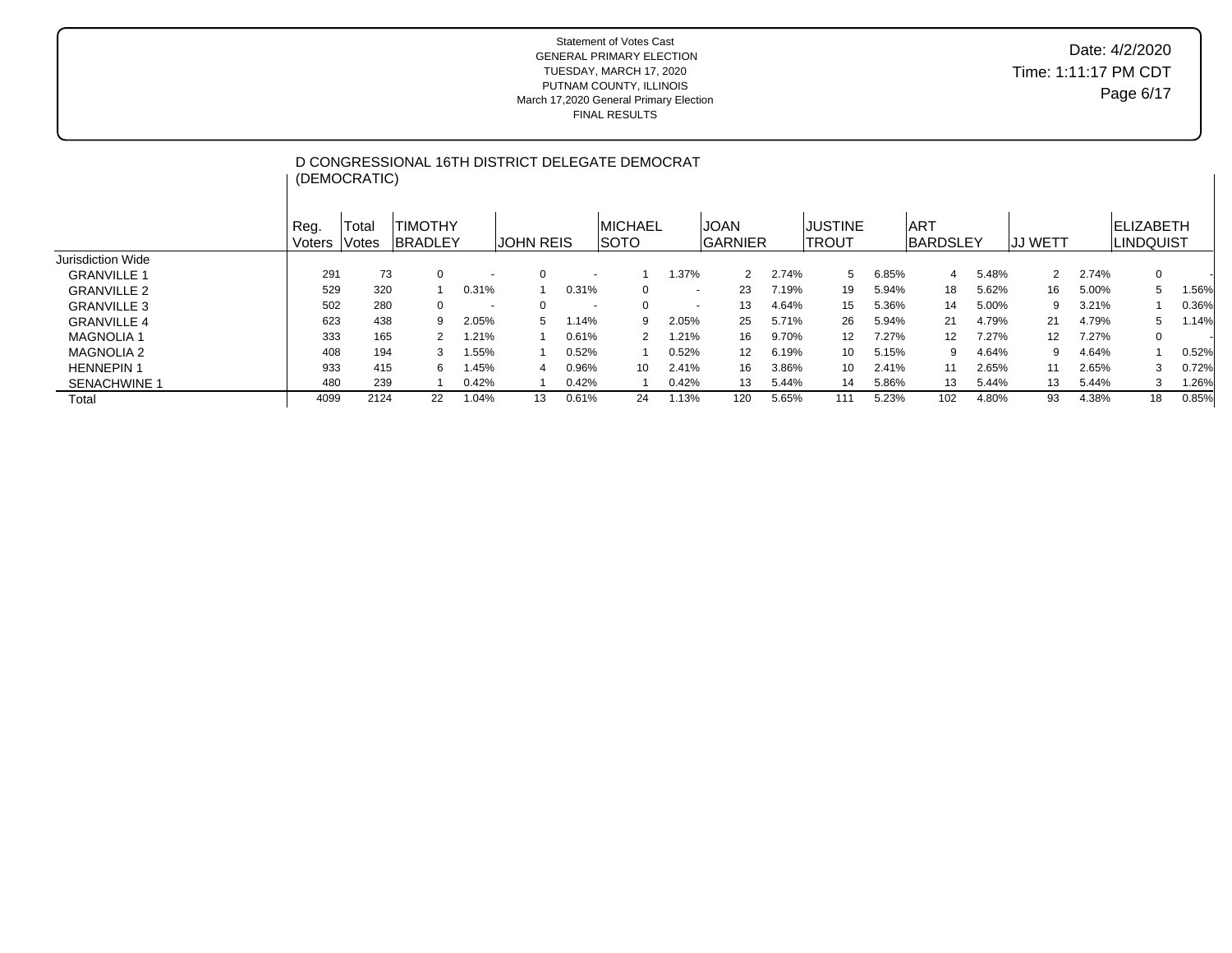Statement of Votes Cast
GENERAL PRIMARY ELECTION
TUESDAY, MARCH 17, 2020
PUTNAM COUNTY, ILLINOIS
March 17,2020 General Primary Election
FINAL RESULTS

Date: 4/2/2020
Time: 1:11:17 PM CDT

## D CONGRESSIONAL 16TH DISTRICT DELEGATE DEMOCRAT (DEMOCRATIC)

| | Reg. Voters | Total Votes | TIMOTHY BRADLEY | | JOHN REIS | | MICHAEL SOTO | | JOAN GARNIER | | JUSTINE TROUT | | ART BARDSLEY | | JJ WETT | | ELIZABETH LINDQUIST | |
|---|---|---|---|---|---|---|---|---|---|---|---|---|---|---|---|---|---|---|
| Jurisdiction Wide | | | | | | | | | | | | | | | | | | |
| GRANVILLE 1 | 291 | 73 | 0 | - | 0 | - | 1 | 1.37% | 2 | 2.74% | 5 | 6.85% | 4 | 5.48% | 2 | 2.74% | 0 | - |
| GRANVILLE 2 | 529 | 320 | 1 | 0.31% | 1 | 0.31% | 0 | - | 23 | 7.19% | 19 | 5.94% | 18 | 5.62% | 16 | 5.00% | 5 | 1.56% |
| GRANVILLE 3 | 502 | 280 | 0 | - | 0 | - | 0 | - | 13 | 4.64% | 15 | 5.36% | 14 | 5.00% | 9 | 3.21% | 1 | 0.36% |
| GRANVILLE 4 | 623 | 438 | 9 | 2.05% | 5 | 1.14% | 9 | 2.05% | 25 | 5.71% | 26 | 5.94% | 21 | 4.79% | 21 | 4.79% | 5 | 1.14% |
| MAGNOLIA 1 | 333 | 165 | 2 | 1.21% | 1 | 0.61% | 2 | 1.21% | 16 | 9.70% | 12 | 7.27% | 12 | 7.27% | 12 | 7.27% | 0 | - |
| MAGNOLIA 2 | 408 | 194 | 3 | 1.55% | 1 | 0.52% | 1 | 0.52% | 12 | 6.19% | 10 | 5.15% | 9 | 4.64% | 9 | 4.64% | 1 | 0.52% |
| HENNEPIN 1 | 933 | 415 | 6 | 1.45% | 4 | 0.96% | 10 | 2.41% | 16 | 3.86% | 10 | 2.41% | 11 | 2.65% | 11 | 2.65% | 3 | 0.72% |
| SENACHWINE 1 | 480 | 239 | 1 | 0.42% | 1 | 0.42% | 1 | 0.42% | 13 | 5.44% | 14 | 5.86% | 13 | 5.44% | 13 | 5.44% | 3 | 1.26% |
| Total | 4099 | 2124 | 22 | 1.04% | 13 | 0.61% | 24 | 1.13% | 120 | 5.65% | 111 | 5.23% | 102 | 4.80% | 93 | 4.38% | 18 | 0.85% |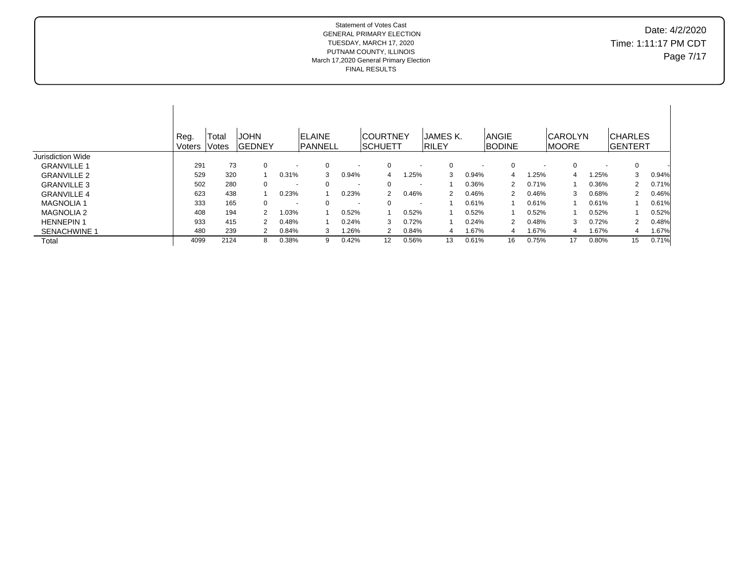Statement of Votes Cast
GENERAL PRIMARY ELECTION
TUESDAY, MARCH 17, 2020
PUTNAM COUNTY, ILLINOIS
March 17,2020 General Primary Election
FINAL RESULTS

Date: 4/2/2020
Time: 1:11:17 PM CDT

| | Reg. Voters | Total Votes | JOHN GEDNEY | | ELAINE PANNELL | | COURTNEY SCHUETT | | JAMES K. RILEY | | ANGIE BODINE | | CAROLYN MOORE | | CHARLES GENTERT | |
|---|---|---|---|---|---|---|---|---|---|---|---|---|---|---|---|---|
| Jurisdiction Wide | | | | | | | | | | | | | | | | |
| GRANVILLE 1 | 291 | 73 | 0 | - | 0 | - | 0 | - | 0 | - | 0 | - | 0 | - | 0 | - |
| GRANVILLE 2 | 529 | 320 | 1 | 0.31% | 3 | 0.94% | 4 | 1.25% | 3 | 0.94% | 4 | 1.25% | 4 | 1.25% | 3 | 0.94% |
| GRANVILLE 3 | 502 | 280 | 0 | - | 0 | - | 0 | - | 1 | 0.36% | 2 | 0.71% | 1 | 0.36% | 2 | 0.71% |
| GRANVILLE 4 | 623 | 438 | 1 | 0.23% | 1 | 0.23% | 2 | 0.46% | 2 | 0.46% | 2 | 0.46% | 3 | 0.68% | 2 | 0.46% |
| MAGNOLIA 1 | 333 | 165 | 0 | - | 0 | - | 0 | - | 1 | 0.61% | 1 | 0.61% | 1 | 0.61% | 1 | 0.61% |
| MAGNOLIA 2 | 408 | 194 | 2 | 1.03% | 1 | 0.52% | 1 | 0.52% | 1 | 0.52% | 1 | 0.52% | 1 | 0.52% | 1 | 0.52% |
| HENNEPIN 1 | 933 | 415 | 2 | 0.48% | 1 | 0.24% | 3 | 0.72% | 1 | 0.24% | 2 | 0.48% | 3 | 0.72% | 2 | 0.48% |
| SENACHWINE 1 | 480 | 239 | 2 | 0.84% | 3 | 1.26% | 2 | 0.84% | 4 | 1.67% | 4 | 1.67% | 4 | 1.67% | 4 | 1.67% |
| Total | 4099 | 2124 | 8 | 0.38% | 9 | 0.42% | 12 | 0.56% | 13 | 0.61% | 16 | 0.75% | 17 | 0.80% | 15 | 0.71% |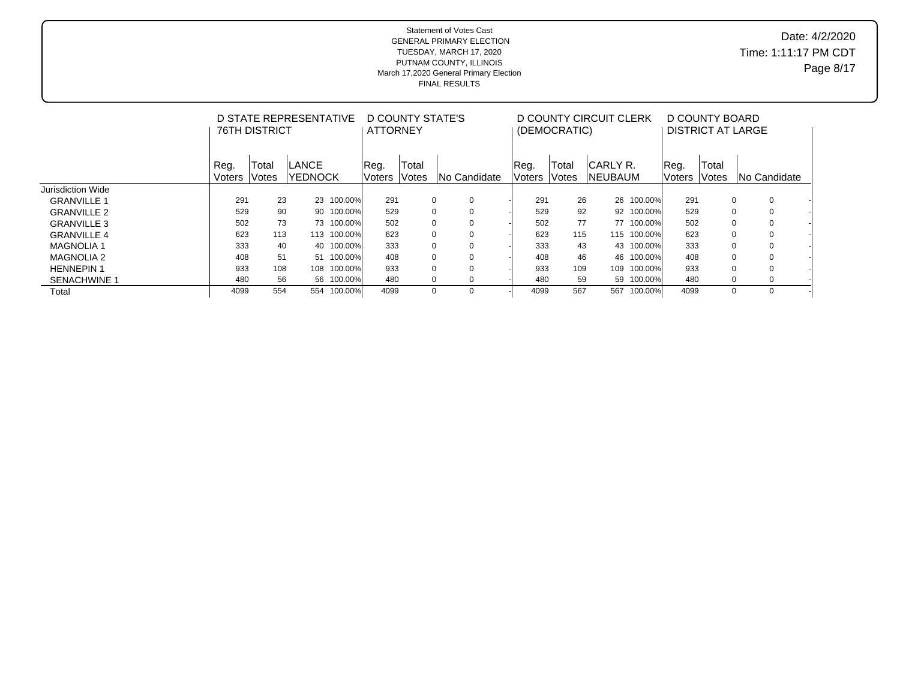Statement of Votes Cast
GENERAL PRIMARY ELECTION
TUESDAY, MARCH 17, 2020
PUTNAM COUNTY, ILLINOIS
March 17,2020 General Primary Election
FINAL RESULTS

Date: 4/2/2020
Time: 1:11:17 PM CDT

| | D STATE REPRESENTATIVE 76TH DISTRICT | | | | D COUNTY STATE'S ATTORNEY | | | | D COUNTY CIRCUIT CLERK (DEMOCRATIC) | | | | D COUNTY BOARD DISTRICT AT LARGE | | | |
|---|---|---|---|---|---|---|---|---|---|---|---|---|---|---|---|---|
| | Reg. Voters | Total Votes | LANCE YEDNOCK | | Reg. Voters | Total Votes | No Candidate | | Reg. Voters | Total Votes | CARLY R. NEUBAUM | | Reg. Voters | Total Votes | No Candidate | |
| Jurisdiction Wide | | | | | | | | | | | | | | | | |
| GRANVILLE 1 | 291 | 23 | 23 | 100.00% | 291 | 0 | 0 | - | 291 | 26 | 26 | 100.00% | 291 | 0 | 0 | - |
| GRANVILLE 2 | 529 | 90 | 90 | 100.00% | 529 | 0 | 0 | - | 529 | 92 | 92 | 100.00% | 529 | 0 | 0 | - |
| GRANVILLE 3 | 502 | 73 | 73 | 100.00% | 502 | 0 | 0 | - | 502 | 77 | 77 | 100.00% | 502 | 0 | 0 | - |
| GRANVILLE 4 | 623 | 113 | 113 | 100.00% | 623 | 0 | 0 | - | 623 | 115 | 115 | 100.00% | 623 | 0 | 0 | - |
| MAGNOLIA 1 | 333 | 40 | 40 | 100.00% | 333 | 0 | 0 | - | 333 | 43 | 43 | 100.00% | 333 | 0 | 0 | - |
| MAGNOLIA 2 | 408 | 51 | 51 | 100.00% | 408 | 0 | 0 | - | 408 | 46 | 46 | 100.00% | 408 | 0 | 0 | - |
| HENNEPIN 1 | 933 | 108 | 108 | 100.00% | 933 | 0 | 0 | - | 933 | 109 | 109 | 100.00% | 933 | 0 | 0 | - |
| SENACHWINE 1 | 480 | 56 | 56 | 100.00% | 480 | 0 | 0 | - | 480 | 59 | 59 | 100.00% | 480 | 0 | 0 | - |
| Total | 4099 | 554 | 554 | 100.00% | 4099 | 0 | 0 | - | 4099 | 567 | 567 | 100.00% | 4099 | 0 | 0 | - |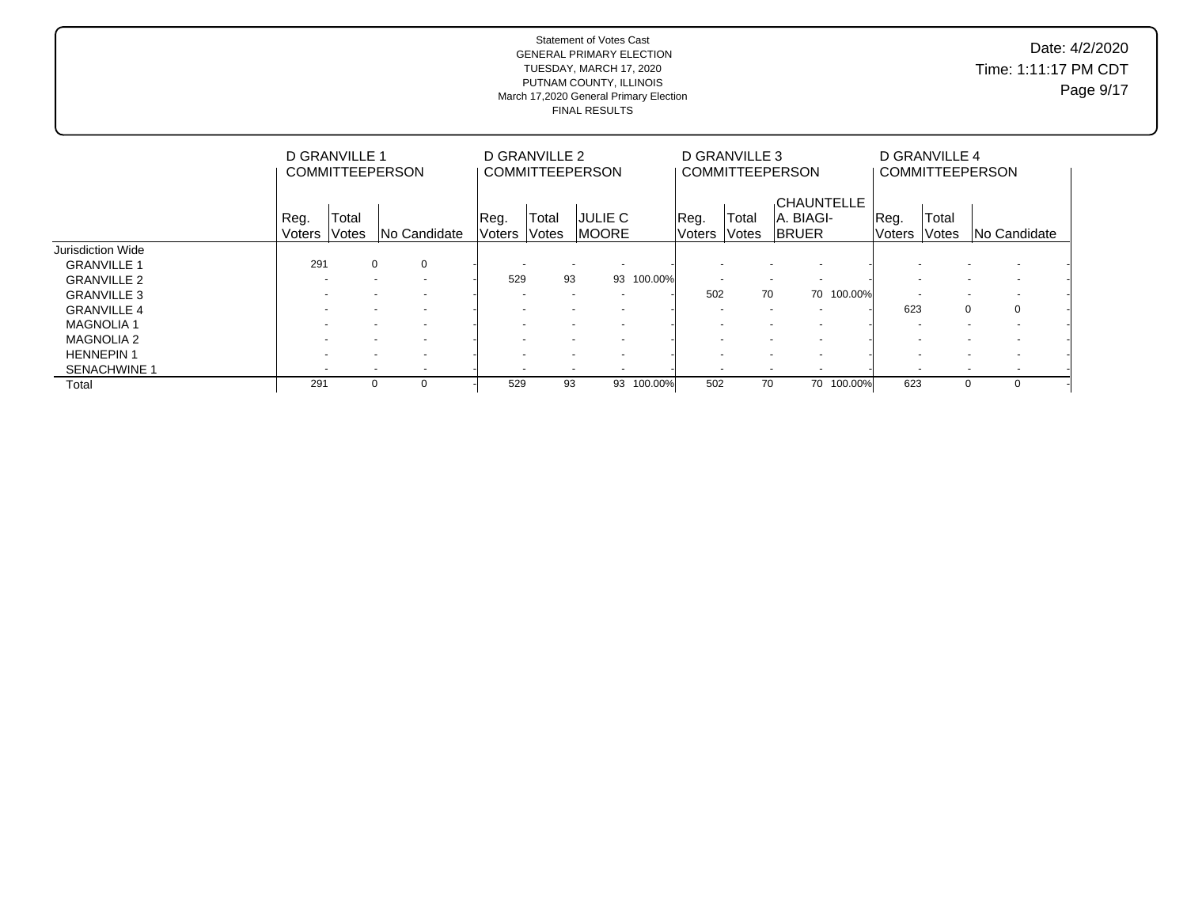Statement of Votes Cast
GENERAL PRIMARY ELECTION
TUESDAY, MARCH 17, 2020
PUTNAM COUNTY, ILLINOIS
March 17,2020 General Primary Election
FINAL RESULTS

Date: 4/2/2020
Time: 1:11:17 PM CDT

| | D GRANVILLE 1 COMMITTEEPERSON | | | | D GRANVILLE 2 COMMITTEEPERSON | | | | D GRANVILLE 3 COMMITTEEPERSON | | | | D GRANVILLE 4 COMMITTEEPERSON | | | |
|---|---|---|---|---|---|---|---|---|---|---|---|---|---|---|---|---|
| | Reg. Voters | Total Votes | No Candidate | | Reg. Voters | Total Votes | JULIE C MOORE | | Reg. Voters | Total Votes | CHAUNTELLE A. BIAGI-BRUER | | Reg. Voters | Total Votes | No Candidate | |
| Jurisdiction Wide | | | | | | | | | | | | | | | | |
| GRANVILLE 1 | 291 | 0 | 0 | - | - | - | - | - | - | - | - | - | - | - | - | - |
| GRANVILLE 2 | - | - | - | - | 529 | 93 | 93 | 100.00% | - | - | - | - | - | - | - | - |
| GRANVILLE 3 | - | - | - | - | - | - | - | - | 502 | 70 | 70 | 100.00% | - | - | - | - |
| GRANVILLE 4 | - | - | - | - | - | - | - | - | - | - | - | - | 623 | 0 | 0 | - |
| MAGNOLIA 1 | - | - | - | - | - | - | - | - | - | - | - | - | - | - | - | - |
| MAGNOLIA 2 | - | - | - | - | - | - | - | - | - | - | - | - | - | - | - | - |
| HENNEPIN 1 | - | - | - | - | - | - | - | - | - | - | - | - | - | - | - | - |
| SENACHWINE 1 | - | - | - | - | - | - | - | - | - | - | - | - | - | - | - | - |
| Total | 291 | 0 | 0 | - | 529 | 93 | 93 | 100.00% | 502 | 70 | 70 | 100.00% | 623 | 0 | 0 | - |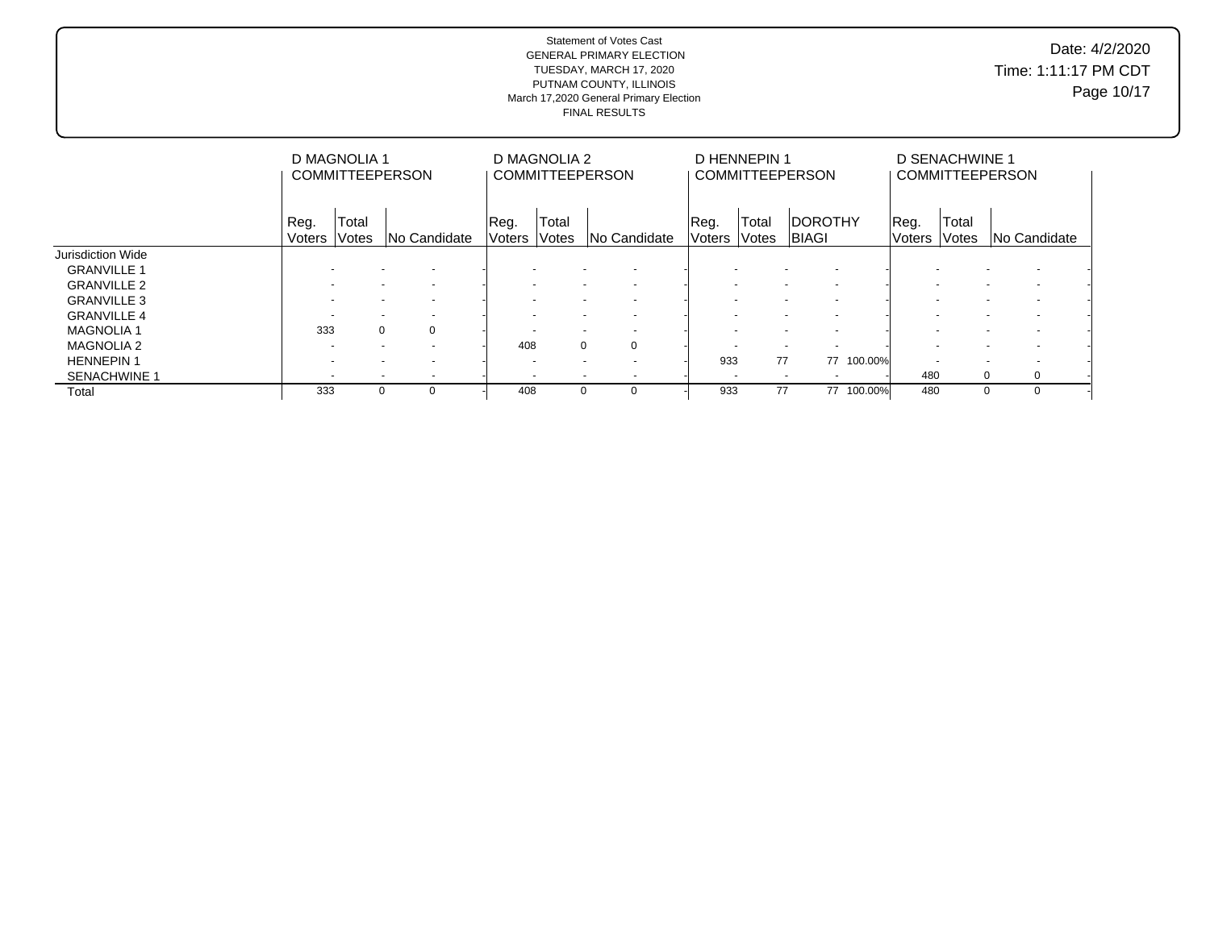Statement of Votes Cast
GENERAL PRIMARY ELECTION
TUESDAY, MARCH 17, 2020
PUTNAM COUNTY, ILLINOIS
March 17,2020 General Primary Election
FINAL RESULTS

Date: 4/2/2020
Time: 1:11:17 PM CDT

| | D MAGNOLIA 1 COMMITTEEPERSON | | | | D MAGNOLIA 2 COMMITTEEPERSON | | | | D HENNEPIN 1 COMMITTEEPERSON | | | | D SENACHWINE 1 COMMITTEEPERSON | | | |
|---|---|---|---|---|---|---|---|---|---|---|---|---|---|---|---|---|
| | Reg. Voters | Total Votes | No Candidate | | Reg. Voters | Total Votes | No Candidate | | Reg. Voters | Total Votes | DOROTHY BIAGI | | Reg. Voters | Total Votes | No Candidate | |
| Jurisdiction Wide | | | | | | | | | | | | | | | | |
| GRANVILLE 1 | - | - | - | - | - | - | - | - | - | - | - | - | - | - | - | - |
| GRANVILLE 2 | - | - | - | - | - | - | - | - | - | - | - | - | - | - | - | - |
| GRANVILLE 3 | - | - | - | - | - | - | - | - | - | - | - | - | - | - | - | - |
| GRANVILLE 4 | - | - | - | - | - | - | - | - | - | - | - | - | - | - | - | - |
| MAGNOLIA 1 | 333 | 0 | 0 | - | - | - | - | - | - | - | - | - | - | - | - | - |
| MAGNOLIA 2 | - | - | - | - | 408 | 0 | 0 | - | - | - | - | - | - | - | - | - |
| HENNEPIN 1 | - | - | - | - | - | - | - | - | 933 | 77 | 77 | 100.00% | - | - | - | - |
| SENACHWINE 1 | - | - | - | - | - | - | - | - | - | - | - | - | 480 | 0 | 0 | - |
| Total | 333 | 0 | 0 | - | 408 | 0 | 0 | - | 933 | 77 | 77 | 100.00% | 480 | 0 | 0 | - |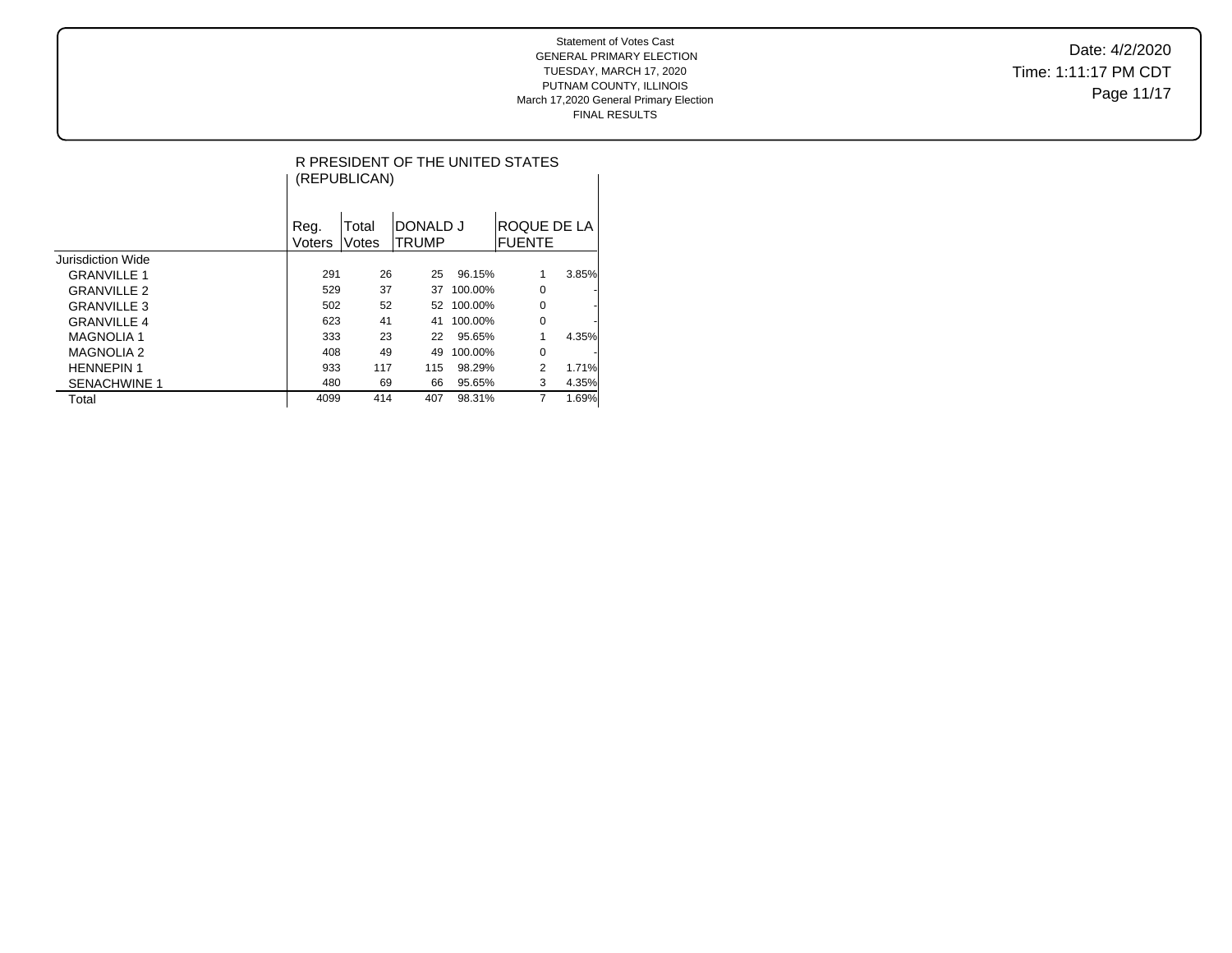Statement of Votes Cast
GENERAL PRIMARY ELECTION
TUESDAY, MARCH 17, 2020
PUTNAM COUNTY, ILLINOIS
March 17,2020 General Primary Election
FINAL RESULTS

Date: 4/2/2020
Time: 1:11:17 PM CDT

## R PRESIDENT OF THE UNITED STATES (REPUBLICAN)

| | Reg. Voters | Total Votes | DONALD J TRUMP | | ROQUE DE LA FUENTE | |
|---|---|---|---|---|---|---|
| Jurisdiction Wide | | | | | | |
| GRANVILLE 1 | 291 | 26 | 25 | 96.15% | 1 | 3.85% |
| GRANVILLE 2 | 529 | 37 | 37 | 100.00% | 0 | - |
| GRANVILLE 3 | 502 | 52 | 52 | 100.00% | 0 | - |
| GRANVILLE 4 | 623 | 41 | 41 | 100.00% | 0 | - |
| MAGNOLIA 1 | 333 | 23 | 22 | 95.65% | 1 | 4.35% |
| MAGNOLIA 2 | 408 | 49 | 49 | 100.00% | 0 | - |
| HENNEPIN 1 | 933 | 117 | 115 | 98.29% | 2 | 1.71% |
| SENACHWINE 1 | 480 | 69 | 66 | 95.65% | 3 | 4.35% |
| Total | 4099 | 414 | 407 | 98.31% | 7 | 1.69% |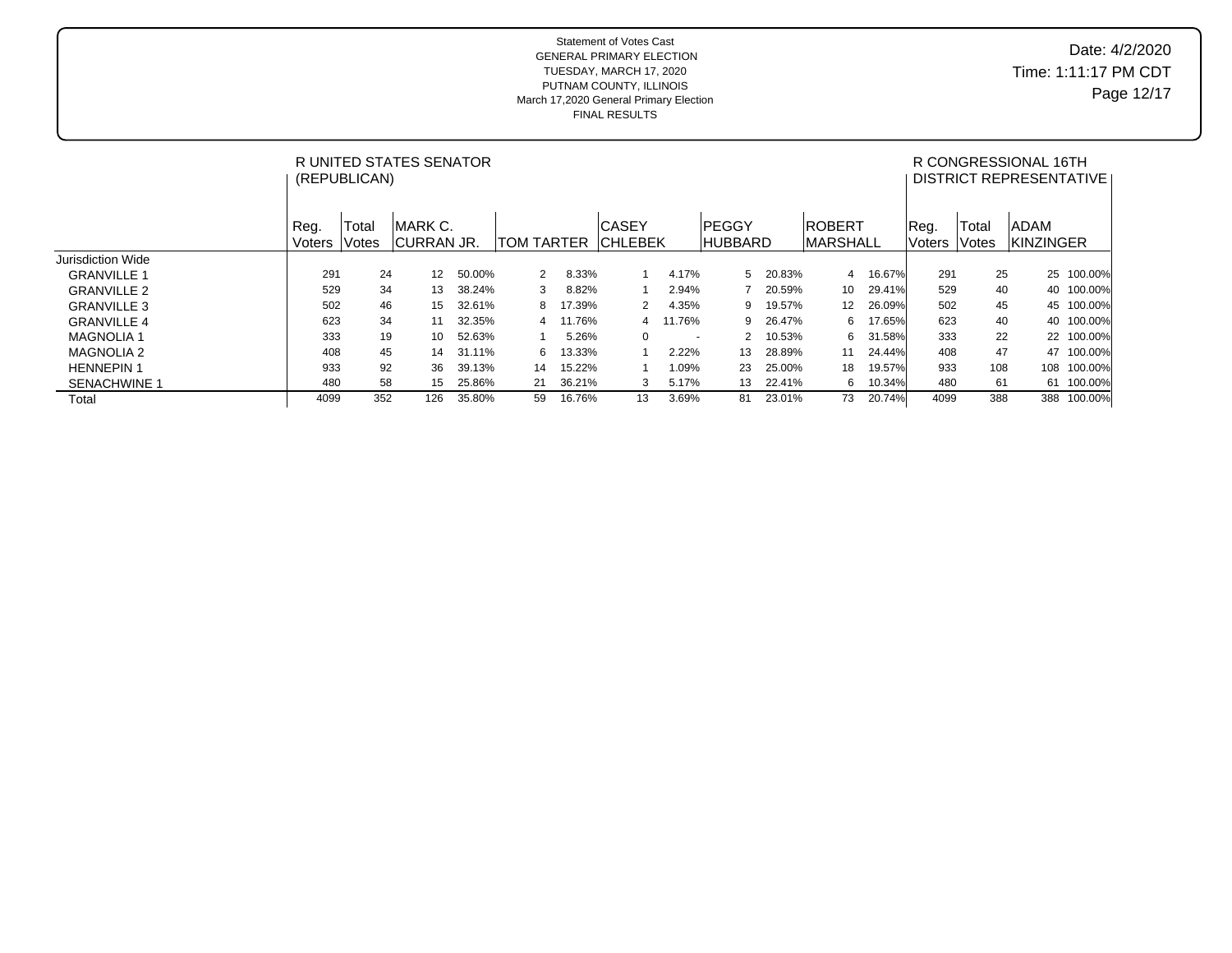Statement of Votes Cast
GENERAL PRIMARY ELECTION
TUESDAY, MARCH 17, 2020
PUTNAM COUNTY, ILLINOIS
March 17,2020 General Primary Election
FINAL RESULTS

Date: 4/2/2020
Time: 1:11:17 PM CDT

| | R UNITED STATES SENATOR (REPUBLICAN) | | | | | | | | | | | | | | R CONGRESSIONAL 16TH DISTRICT REPRESENTATIVE | | | |
|---|---|---|---|---|---|---|---|---|---|---|---|---|---|---|---|---|---|---|
| | Reg. Voters | Total Votes | MARK C. CURRAN JR. | | TOM TARTER | | CASEY CHLEBEK | | PEGGY HUBBARD | | ROBERT MARSHALL | | | | Reg. Voters | Total Votes | ADAM KINZINGER | |
| Jurisdiction Wide | | | | | | | | | | | | | | | | | | |
| GRANVILLE 1 | 291 | 24 | 12 | 50.00% | 2 | 8.33% | 1 | 4.17% | 5 | 20.83% | 4 | 16.67% | | | 291 | 25 | 25 | 100.00% |
| GRANVILLE 2 | 529 | 34 | 13 | 38.24% | 3 | 8.82% | 1 | 2.94% | 7 | 20.59% | 10 | 29.41% | | | 529 | 40 | 40 | 100.00% |
| GRANVILLE 3 | 502 | 46 | 15 | 32.61% | 8 | 17.39% | 2 | 4.35% | 9 | 19.57% | 12 | 26.09% | | | 502 | 45 | 45 | 100.00% |
| GRANVILLE 4 | 623 | 34 | 11 | 32.35% | 4 | 11.76% | 4 | 11.76% | 9 | 26.47% | 6 | 17.65% | | | 623 | 40 | 40 | 100.00% |
| MAGNOLIA 1 | 333 | 19 | 10 | 52.63% | 1 | 5.26% | 0 | - | 2 | 10.53% | 6 | 31.58% | | | 333 | 22 | 22 | 100.00% |
| MAGNOLIA 2 | 408 | 45 | 14 | 31.11% | 6 | 13.33% | 1 | 2.22% | 13 | 28.89% | 11 | 24.44% | | | 408 | 47 | 47 | 100.00% |
| HENNEPIN 1 | 933 | 92 | 36 | 39.13% | 14 | 15.22% | 1 | 1.09% | 23 | 25.00% | 18 | 19.57% | | | 933 | 108 | 108 | 100.00% |
| SENACHWINE 1 | 480 | 58 | 15 | 25.86% | 21 | 36.21% | 3 | 5.17% | 13 | 22.41% | 6 | 10.34% | | | 480 | 61 | 61 | 100.00% |
| Total | 4099 | 352 | 126 | 35.80% | 59 | 16.76% | 13 | 3.69% | 81 | 23.01% | 73 | 20.74% | | | 4099 | 388 | 388 | 100.00% |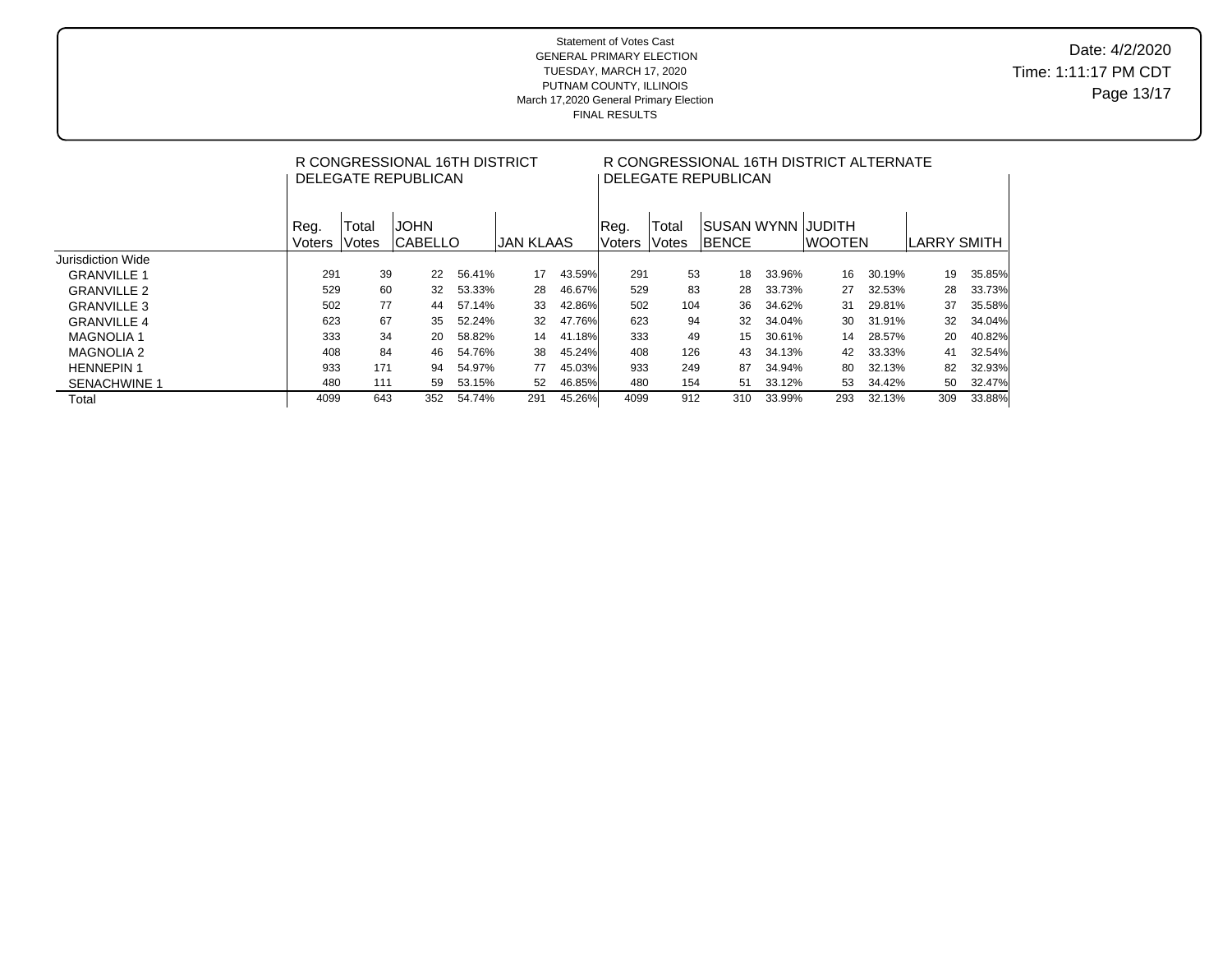Statement of Votes Cast
GENERAL PRIMARY ELECTION
TUESDAY, MARCH 17, 2020
PUTNAM COUNTY, ILLINOIS
March 17,2020 General Primary Election
FINAL RESULTS

Date: 4/2/2020
Time: 1:11:17 PM CDT

| | R CONGRESSIONAL 16TH DISTRICT DELEGATE REPUBLICAN | | | | | | R CONGRESSIONAL 16TH DISTRICT ALTERNATE DELEGATE REPUBLICAN | | | | | | | |
|---|---|---|---|---|---|---|---|---|---|---|---|---|---|---|
| | Reg. Voters | Total Votes | JOHN CABELLO | | JAN KLAAS | | Reg. Voters | Total Votes | SUSAN WYNN BENCE | | JUDITH WOOTEN | | LARRY SMITH | |
| Jurisdiction Wide | | | | | | | | | | | | | | |
| GRANVILLE 1 | 291 | 39 | 22 | 56.41% | 17 | 43.59% | 291 | 53 | 18 | 33.96% | 16 | 30.19% | 19 | 35.85% |
| GRANVILLE 2 | 529 | 60 | 32 | 53.33% | 28 | 46.67% | 529 | 83 | 28 | 33.73% | 27 | 32.53% | 28 | 33.73% |
| GRANVILLE 3 | 502 | 77 | 44 | 57.14% | 33 | 42.86% | 502 | 104 | 36 | 34.62% | 31 | 29.81% | 37 | 35.58% |
| GRANVILLE 4 | 623 | 67 | 35 | 52.24% | 32 | 47.76% | 623 | 94 | 32 | 34.04% | 30 | 31.91% | 32 | 34.04% |
| MAGNOLIA 1 | 333 | 34 | 20 | 58.82% | 14 | 41.18% | 333 | 49 | 15 | 30.61% | 14 | 28.57% | 20 | 40.82% |
| MAGNOLIA 2 | 408 | 84 | 46 | 54.76% | 38 | 45.24% | 408 | 126 | 43 | 34.13% | 42 | 33.33% | 41 | 32.54% |
| HENNEPIN 1 | 933 | 171 | 94 | 54.97% | 77 | 45.03% | 933 | 249 | 87 | 34.94% | 80 | 32.13% | 82 | 32.93% |
| SENACHWINE 1 | 480 | 111 | 59 | 53.15% | 52 | 46.85% | 480 | 154 | 51 | 33.12% | 53 | 34.42% | 50 | 32.47% |
| Total | 4099 | 643 | 352 | 54.74% | 291 | 45.26% | 4099 | 912 | 310 | 33.99% | 293 | 32.13% | 309 | 33.88% |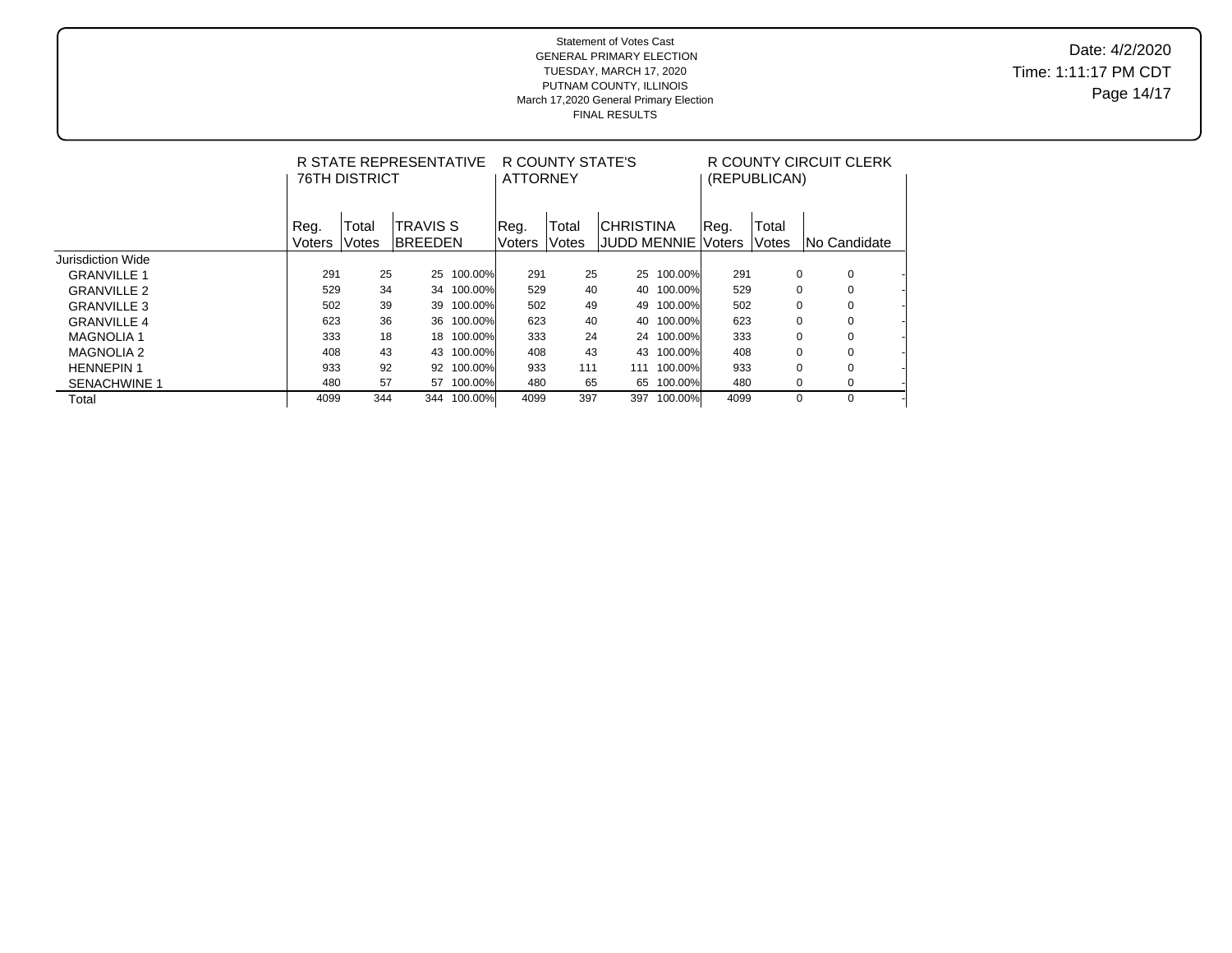Statement of Votes Cast
GENERAL PRIMARY ELECTION
TUESDAY, MARCH 17, 2020
PUTNAM COUNTY, ILLINOIS
March 17,2020 General Primary Election
FINAL RESULTS

Date: 4/2/2020
Time: 1:11:17 PM CDT

| | R STATE REPRESENTATIVE 76TH DISTRICT | | | | R COUNTY STATE'S ATTORNEY | | | | R COUNTY CIRCUIT CLERK (REPUBLICAN) | | | |
|---|---|---|---|---|---|---|---|---|---|---|---|---|
| | Reg. Voters | Total Votes | TRAVIS S BREEDEN | | Reg. Voters | Total Votes | CHRISTINA JUDD MENNIE | | Reg. Voters | Total Votes | No Candidate | |
| Jurisdiction Wide | | | | | | | | | | | | |
| GRANVILLE 1 | 291 | 25 | 25 | 100.00% | 291 | 25 | 25 | 100.00% | 291 | 0 | 0 | - |
| GRANVILLE 2 | 529 | 34 | 34 | 100.00% | 529 | 40 | 40 | 100.00% | 529 | 0 | 0 | - |
| GRANVILLE 3 | 502 | 39 | 39 | 100.00% | 502 | 49 | 49 | 100.00% | 502 | 0 | 0 | - |
| GRANVILLE 4 | 623 | 36 | 36 | 100.00% | 623 | 40 | 40 | 100.00% | 623 | 0 | 0 | - |
| MAGNOLIA 1 | 333 | 18 | 18 | 100.00% | 333 | 24 | 24 | 100.00% | 333 | 0 | 0 | - |
| MAGNOLIA 2 | 408 | 43 | 43 | 100.00% | 408 | 43 | 43 | 100.00% | 408 | 0 | 0 | - |
| HENNEPIN 1 | 933 | 92 | 92 | 100.00% | 933 | 111 | 111 | 100.00% | 933 | 0 | 0 | - |
| SENACHWINE 1 | 480 | 57 | 57 | 100.00% | 480 | 65 | 65 | 100.00% | 480 | 0 | 0 | - |
| Total | 4099 | 344 | 344 | 100.00% | 4099 | 397 | 397 | 100.00% | 4099 | 0 | 0 | - |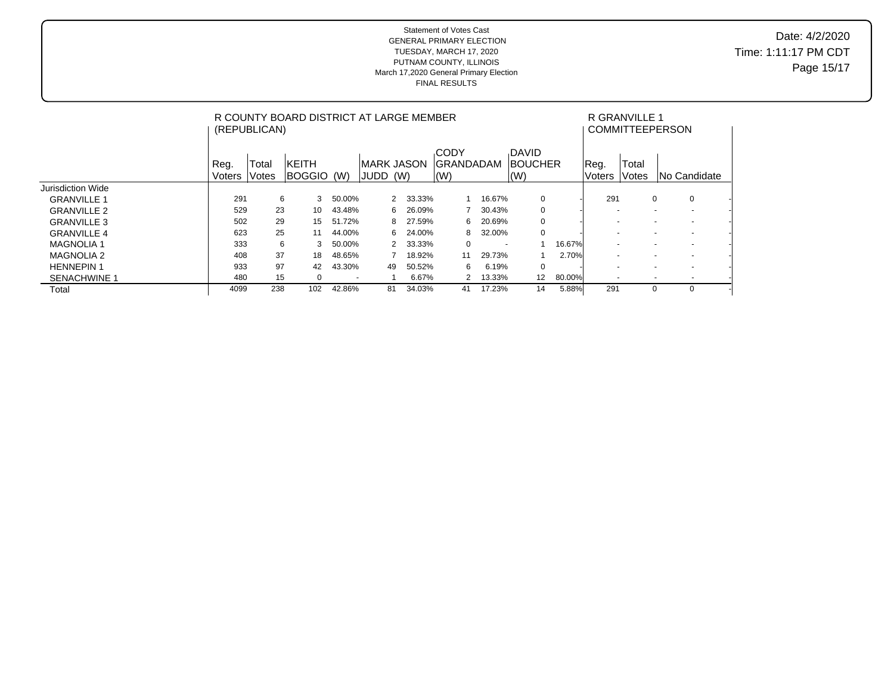Statement of Votes Cast
GENERAL PRIMARY ELECTION
TUESDAY, MARCH 17, 2020
PUTNAM COUNTY, ILLINOIS
March 17,2020 General Primary Election
FINAL RESULTS

Date: 4/2/2020
Time: 1:11:17 PM CDT

| | R COUNTY BOARD DISTRICT AT LARGE MEMBER (REPUBLICAN) | | | | | | | | | | | | R GRANVILLE 1 COMMITTEEPERSON | | | |
|---|---|---|---|---|---|---|---|---|---|---|---|---|---|---|---|---|
| | Reg. Voters | Total Votes | KEITH BOGGIO (W) | | MARK JASON JUDD (W) | | CODY GRANDADAM (W) | | DAVID BOUCHER (W) | | Reg. Voters | Total Votes | No Candidate | |
| Jurisdiction Wide | | | | | | | | | | | | | | |
| GRANVILLE 1 | 291 | 6 | 3 | 50.00% | 2 | 33.33% | 1 | 16.67% | 0 | - | 291 | 0 | 0 | - |
| GRANVILLE 2 | 529 | 23 | 10 | 43.48% | 6 | 26.09% | 7 | 30.43% | 0 | - | - | - | - | - |
| GRANVILLE 3 | 502 | 29 | 15 | 51.72% | 8 | 27.59% | 6 | 20.69% | 0 | - | - | - | - | - |
| GRANVILLE 4 | 623 | 25 | 11 | 44.00% | 6 | 24.00% | 8 | 32.00% | 0 | - | - | - | - | - |
| MAGNOLIA 1 | 333 | 6 | 3 | 50.00% | 2 | 33.33% | 0 | - | 1 | 16.67% | - | - | - | - |
| MAGNOLIA 2 | 408 | 37 | 18 | 48.65% | 7 | 18.92% | 11 | 29.73% | 1 | 2.70% | - | - | - | - |
| HENNEPIN 1 | 933 | 97 | 42 | 43.30% | 49 | 50.52% | 6 | 6.19% | 0 | - | - | - | - | - |
| SENACHWINE 1 | 480 | 15 | 0 | - | 1 | 6.67% | 2 | 13.33% | 12 | 80.00% | - | - | - | - |
| Total | 4099 | 238 | 102 | 42.86% | 81 | 34.03% | 41 | 17.23% | 14 | 5.88% | 291 | 0 | 0 | - |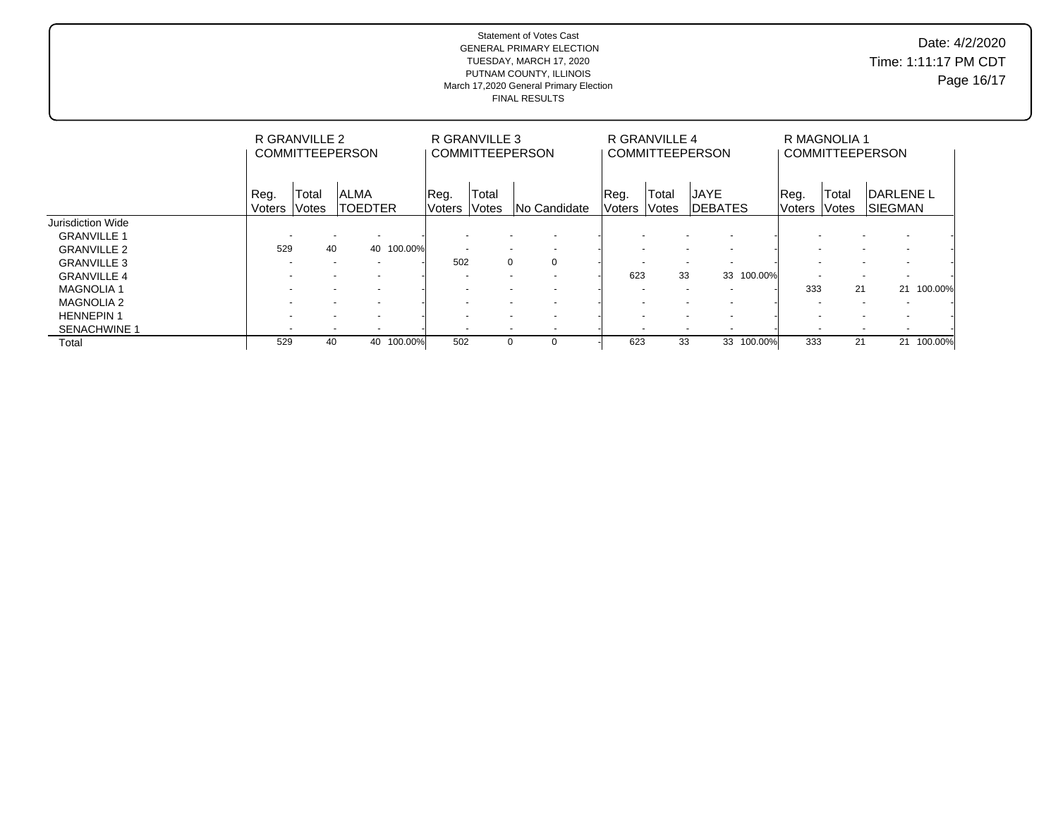Statement of Votes Cast
GENERAL PRIMARY ELECTION
TUESDAY, MARCH 17, 2020
PUTNAM COUNTY, ILLINOIS
March 17,2020 General Primary Election
FINAL RESULTS

Date: 4/2/2020
Time: 1:11:17 PM CDT

| | R GRANVILLE 2 COMMITTEEPERSON | | | | R GRANVILLE 3 COMMITTEEPERSON | | | | R GRANVILLE 4 COMMITTEEPERSON | | | | R MAGNOLIA 1 COMMITTEEPERSON | | | |
|---|---|---|---|---|---|---|---|---|---|---|---|---|---|---|---|---|
| | Reg. Voters | Total Votes | ALMA TOEDTER | | Reg. Voters | Total Votes | No Candidate | | Reg. Voters | Total Votes | JAYE DEBATES | | Reg. Voters | Total Votes | DARLENE L SIEGMAN | |
| Jurisdiction Wide | | | | | | | | | | | | | | | | |
| GRANVILLE 1 | - | - | - | - | - | - | - | - | - | - | - | - | - | - | - | - |
| GRANVILLE 2 | 529 | 40 | 40 | 100.00% | - | - | - | - | - | - | - | - | - | - | - | - |
| GRANVILLE 3 | - | - | - | - | 502 | 0 | 0 | - | - | - | - | - | - | - | - | - |
| GRANVILLE 4 | - | - | - | - | - | - | - | - | 623 | 33 | 33 | 100.00% | - | - | - | - |
| MAGNOLIA 1 | - | - | - | - | - | - | - | - | - | - | - | - | 333 | 21 | 21 | 100.00% |
| MAGNOLIA 2 | - | - | - | - | - | - | - | - | - | - | - | - | - | - | - | - |
| HENNEPIN 1 | - | - | - | - | - | - | - | - | - | - | - | - | - | - | - | - |
| SENACHWINE 1 | - | - | - | - | - | - | - | - | - | - | - | - | - | - | - | - |
| Total | 529 | 40 | 40 | 100.00% | 502 | 0 | 0 | - | 623 | 33 | 33 | 100.00% | 333 | 21 | 21 | 100.00% |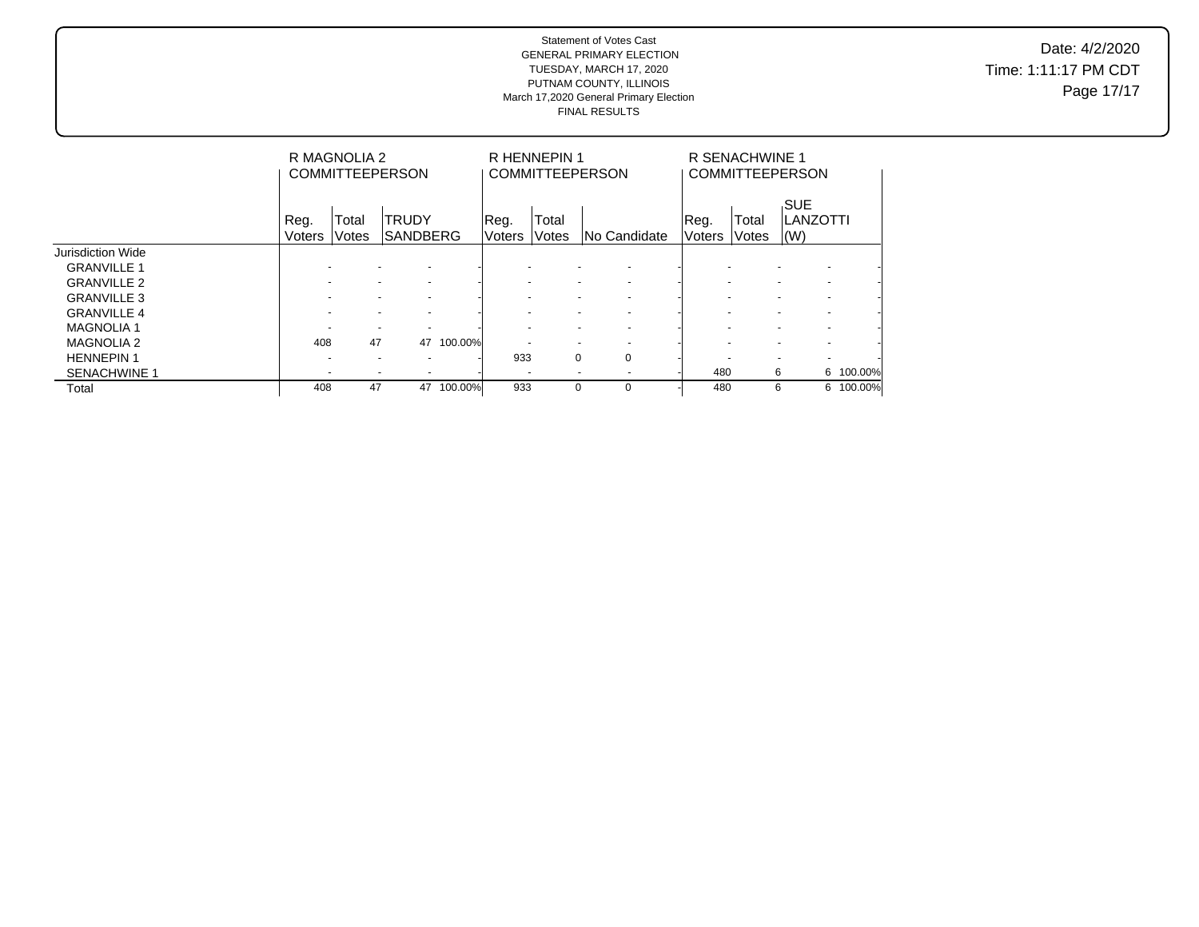Statement of Votes Cast
GENERAL PRIMARY ELECTION
TUESDAY, MARCH 17, 2020
PUTNAM COUNTY, ILLINOIS
March 17,2020 General Primary Election
FINAL RESULTS

Date: 4/2/2020
Time: 1:11:17 PM CDT

| | R MAGNOLIA 2 COMMITTEEPERSON | | | | R HENNEPIN 1 COMMITTEEPERSON | | | | R SENACHWINE 1 COMMITTEEPERSON | | | |
|---|---|---|---|---|---|---|---|---|---|---|---|---|
| | Reg. Voters | Total Votes | TRUDY SANDBERG | | Reg. Voters | Total Votes | No Candidate | | Reg. Voters | Total Votes | SUE LANZOTTI (W) | |
| Jurisdiction Wide | | | | | | | | | | | | |
| GRANVILLE 1 | - | - | - | - | - | - | - | - | - | - | - | - |
| GRANVILLE 2 | - | - | - | - | - | - | - | - | - | - | - | - |
| GRANVILLE 3 | - | - | - | - | - | - | - | - | - | - | - | - |
| GRANVILLE 4 | - | - | - | - | - | - | - | - | - | - | - | - |
| MAGNOLIA 1 | - | - | - | - | - | - | - | - | - | - | - | - |
| MAGNOLIA 2 | 408 | 47 | 47 | 100.00% | - | - | - | - | - | - | - | - |
| HENNEPIN 1 | - | - | - | - | 933 | 0 | 0 | - | - | - | - | - |
| SENACHWINE 1 | - | - | - | - | - | - | - | - | 480 | 6 | 6 | 100.00% |
| Total | 408 | 47 | 47 | 100.00% | 933 | 0 | 0 | - | 480 | 6 | 6 | 100.00% |